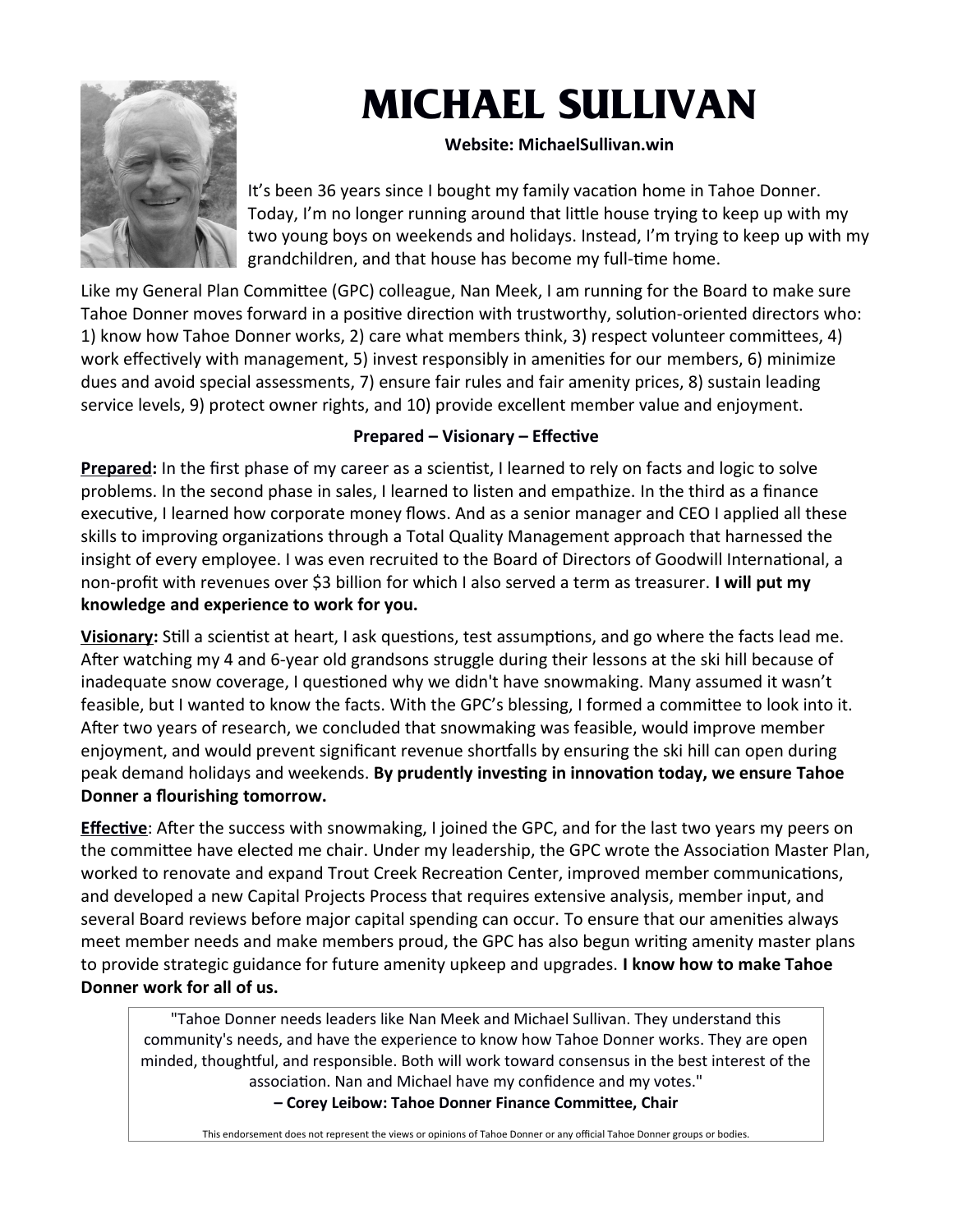# MICHAEL SULLIVAN

**Website: MichaelSullivan.win**

It's been 36 years since I bought my family vacation home in Tahoe Donner. Today, I'm no longer running around that little house trying to keep up with my two young boys on weekends and holidays. Instead, I'm trying to keep up with my grandchildren, and that house has become my full-time home.

Like my General Plan Committee (GPC) colleague, Nan Meek, I am running for the Board to make sure Tahoe Donner moves forward in a positive direction with trustworthy, solution-oriented directors who: 1) know how Tahoe Donner works, 2) care what members think, 3) respect volunteer committees, 4) work effectively with management, 5) invest responsibly in amenities for our members, 6) minimize dues and avoid special assessments, 7) ensure fair rules and fair amenity prices, 8) sustain leading service levels, 9) protect owner rights, and 10) provide excellent member value and enjoyment.

**Prepared – Visionary – Effective**

**Prepared:** In the first phase of my career as a scientist, I learned to rely on facts and logic to solve problems. In the second phase in sales, I learned to listen and empathize. In the third as a finance executive, I learned how corporate money flows. And as a senior manager and CEO I applied all these skills to improving organizations through a Total Quality Management approach that harnessed the insight of every employee. I was even recruited to the Board of Directors of Goodwill International, a non-profit with revenues over $3 billion for which I also served a term as treasurer. **I will put my knowledge and experience to work for you.**

**Visionary:** Still a scientist at heart, I ask questions, test assumptions, and go where the facts lead me. After watching my 4 and 6-year old grandsons struggle during their lessons at the ski hill because of inadequate snow coverage, I questioned why we didn't have snowmaking. Many assumed it wasn't feasible, but I wanted to know the facts. With the GPC's blessing, I formed a committee to look into it. After two years of research, we concluded that snowmaking was feasible, would improve member enjoyment, and would prevent significant revenue shortfalls by ensuring the ski hill can open during peak demand holidays and weekends. **By prudently investing in innovation today, we ensure Tahoe Donner a flourishing tomorrow.**

**Effective**: After the success with snowmaking, I joined the GPC, and for the last two years my peers on the committee have elected me chair. Under my leadership, the GPC wrote the Association Master Plan, worked to renovate and expand Trout Creek Recreation Center, improved member communications, and developed a new Capital Projects Process that requires extensive analysis, member input, and several Board reviews before major capital spending can occur. To ensure that our amenities always meet member needs and make members proud, the GPC has also begun writing amenity master plans to provide strategic guidance for future amenity upkeep and upgrades. **I know how to make Tahoe Donner work for all of us.**

> "Tahoe Donner needs leaders like Nan Meek and Michael Sullivan. They understand this community's needs, and have the experience to know how Tahoe Donner works. They are open minded, thoughtful, and responsible. Both will work toward consensus in the best interest of the association. Nan and Michael have my confidence and my votes."
>
> **– Corey Leibow: Tahoe Donner Finance Committee, Chair**
>
> This endorsement does not represent the views or opinions of Tahoe Donner or any official Tahoe Donner groups or bodies.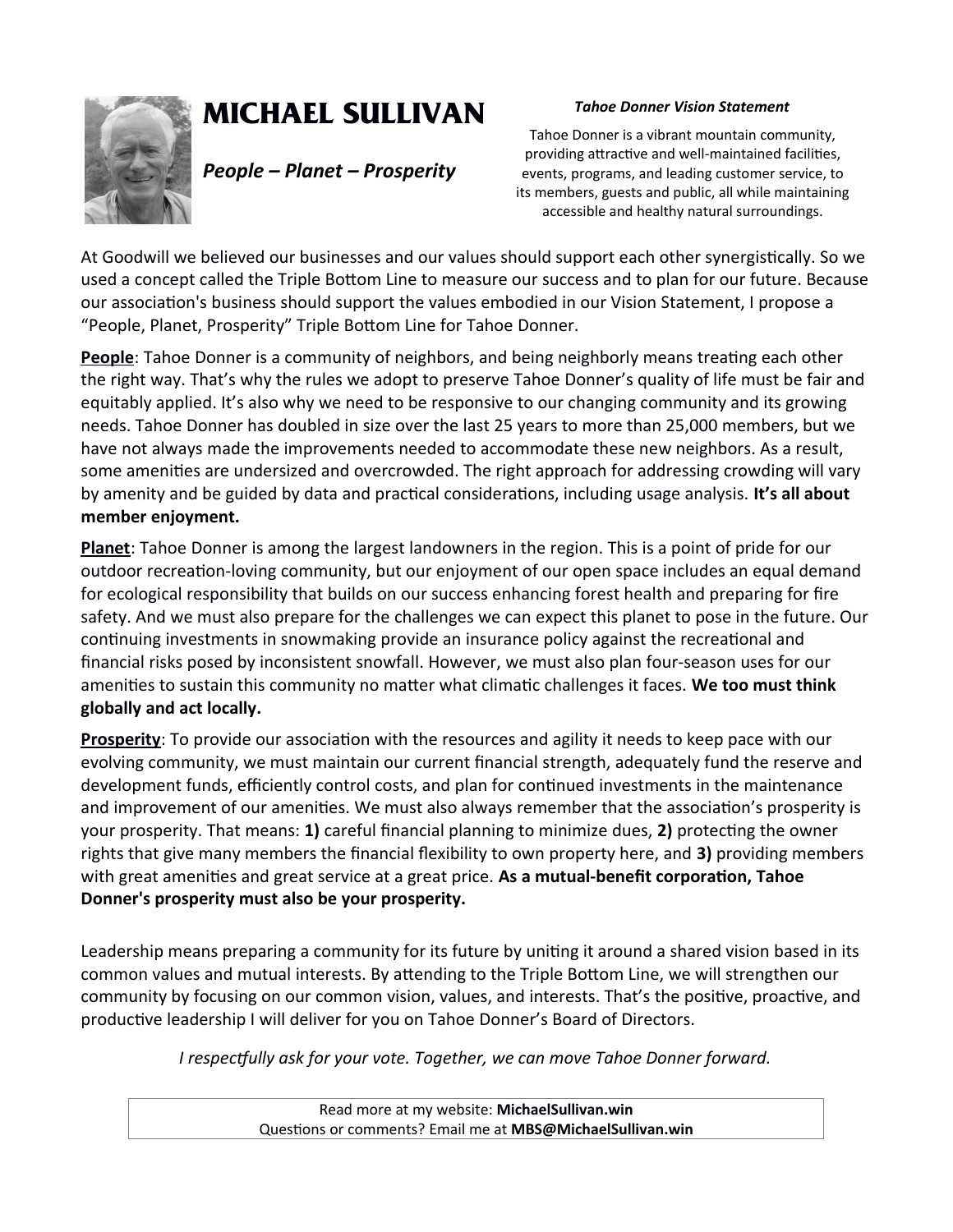# MICHAEL SULLIVAN

*People – Planet – Prosperity*

***Tahoe Donner Vision Statement***

Tahoe Donner is a vibrant mountain community, providing attractive and well-maintained facilities, events, programs, and leading customer service, to its members, guests and public, all while maintaining accessible and healthy natural surroundings.

At Goodwill we believed our businesses and our values should support each other synergistically. So we used a concept called the Triple Bottom Line to measure our success and to plan for our future. Because our association's business should support the values embodied in our Vision Statement, I propose a "People, Planet, Prosperity" Triple Bottom Line for Tahoe Donner.

**People**: Tahoe Donner is a community of neighbors, and being neighborly means treating each other the right way. That's why the rules we adopt to preserve Tahoe Donner's quality of life must be fair and equitably applied. It's also why we need to be responsive to our changing community and its growing needs. Tahoe Donner has doubled in size over the last 25 years to more than 25,000 members, but we have not always made the improvements needed to accommodate these new neighbors. As a result, some amenities are undersized and overcrowded. The right approach for addressing crowding will vary by amenity and be guided by data and practical considerations, including usage analysis. **It's all about member enjoyment.**

**Planet**: Tahoe Donner is among the largest landowners in the region. This is a point of pride for our outdoor recreation-loving community, but our enjoyment of our open space includes an equal demand for ecological responsibility that builds on our success enhancing forest health and preparing for fire safety. And we must also prepare for the challenges we can expect this planet to pose in the future. Our continuing investments in snowmaking provide an insurance policy against the recreational and financial risks posed by inconsistent snowfall. However, we must also plan four-season uses for our amenities to sustain this community no matter what climatic challenges it faces. **We too must think globally and act locally.**

**Prosperity**: To provide our association with the resources and agility it needs to keep pace with our evolving community, we must maintain our current financial strength, adequately fund the reserve and development funds, efficiently control costs, and plan for continued investments in the maintenance and improvement of our amenities. We must also always remember that the association's prosperity is your prosperity. That means: **1)** careful financial planning to minimize dues, **2)** protecting the owner rights that give many members the financial flexibility to own property here, and **3)** providing members with great amenities and great service at a great price. **As a mutual-benefit corporation, Tahoe Donner's prosperity must also be your prosperity.**

Leadership means preparing a community for its future by uniting it around a shared vision based in its common values and mutual interests. By attending to the Triple Bottom Line, we will strengthen our community by focusing on our common vision, values, and interests. That's the positive, proactive, and productive leadership I will deliver for you on Tahoe Donner's Board of Directors.

*I respectfully ask for your vote. Together, we can move Tahoe Donner forward.*

Read more at my website: **MichaelSullivan.win**
Questions or comments? Email me at **MBS@MichaelSullivan.win**